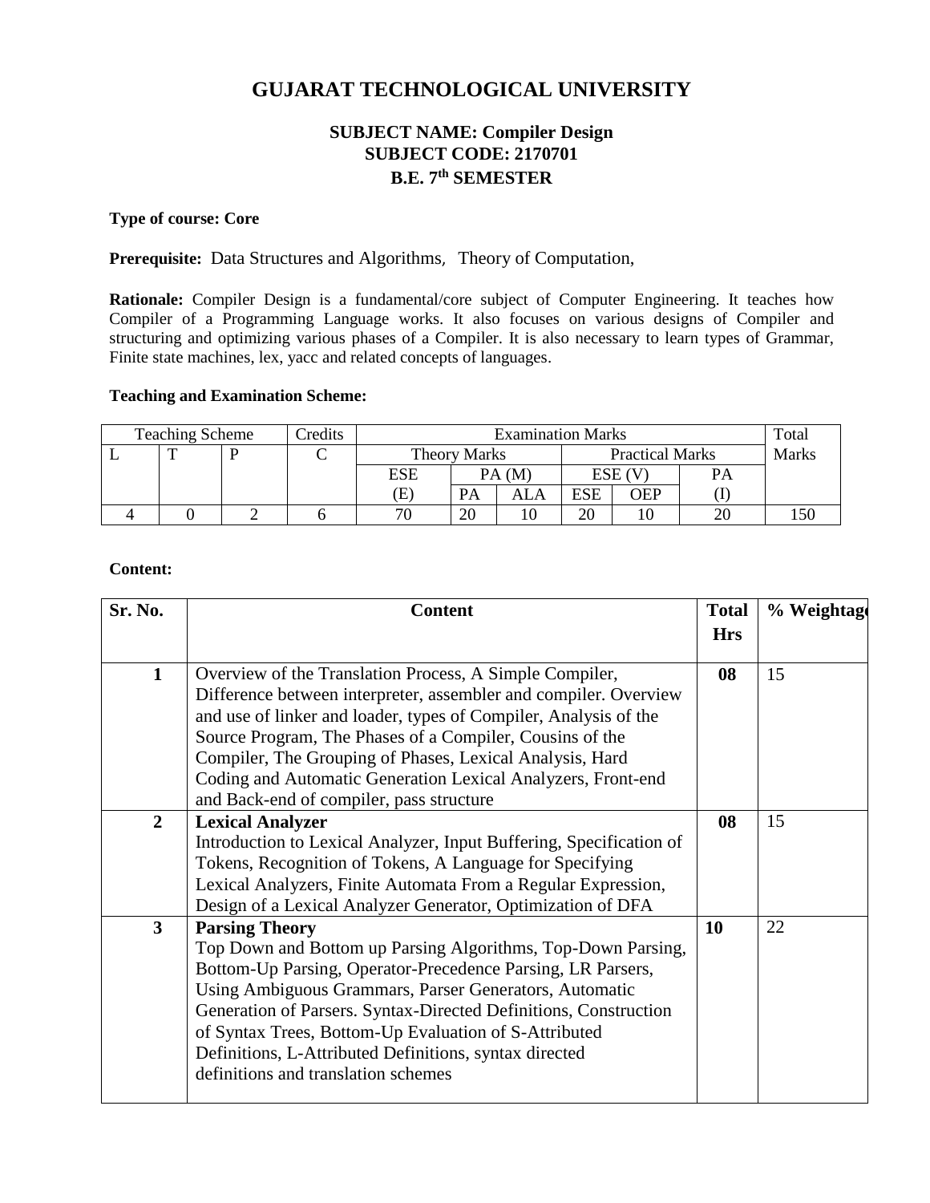# GUJARAT TECHNOLOGICAL UNIVERSITY

## SUBJECT NAME: Compiler Design
## SUBJECT CODE: 2170701
## B.E. 7th SEMESTER

**Type of course: Core**

**Prerequisite:** Data Structures and Algorithms, Theory of Computation,

**Rationale:** Compiler Design is a fundamental/core subject of Computer Engineering. It teaches how Compiler of a Programming Language works. It also focuses on various designs of Compiler and structuring and optimizing various phases of a Compiler. It is also necessary to learn types of Grammar, Finite state machines, lex, yacc and related concepts of languages.

**Teaching and Examination Scheme:**

| Teaching Scheme | | | Credits | Examination Marks | | | | | | Total Marks |
|---|---|---|---|---|---|---|---|---|---|---|
| | | | | Theory Marks | | | Practical Marks | | | |
| L | T | P | C | ESE (E) | PA (M) | | ESE (V) | | PA (I) | |
| | | | | | PA | ALA | ESE | OEP | | |
| 4 | 0 | 2 | 6 | 70 | 20 | 10 | 20 | 10 | 20 | 150 |

**Content:**

| Sr. No. | Content | Total Hrs | % Weightage |
|---|---|---|---|
| **1** | Overview of the Translation Process, A Simple Compiler, Difference between interpreter, assembler and compiler. Overview and use of linker and loader, types of Compiler, Analysis of the Source Program, The Phases of a Compiler, Cousins of the Compiler, The Grouping of Phases, Lexical Analysis, Hard Coding and Automatic Generation Lexical Analyzers, Front-end and Back-end of compiler, pass structure | **08** | 15 |
| **2** | **Lexical Analyzer**<br>Introduction to Lexical Analyzer, Input Buffering, Specification of Tokens, Recognition of Tokens, A Language for Specifying Lexical Analyzers, Finite Automata From a Regular Expression, Design of a Lexical Analyzer Generator, Optimization of DFA | **08** | 15 |
| **3** | **Parsing Theory**<br>Top Down and Bottom up Parsing Algorithms, Top-Down Parsing, Bottom-Up Parsing, Operator-Precedence Parsing, LR Parsers, Using Ambiguous Grammars, Parser Generators, Automatic Generation of Parsers. Syntax-Directed Definitions, Construction of Syntax Trees, Bottom-Up Evaluation of S-Attributed Definitions, L-Attributed Definitions, syntax directed definitions and translation schemes | **10** | 22 |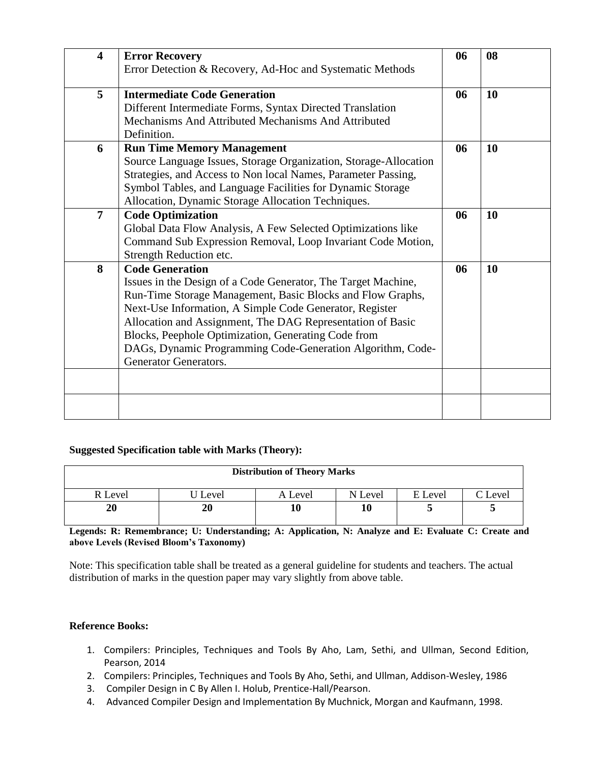| | | | |
|---|---|---|---|
| **4** | **Error Recovery**<br>Error Detection & Recovery, Ad-Hoc and Systematic Methods | **06** | **08** |
| **5** | **Intermediate Code Generation**<br>Different Intermediate Forms, Syntax Directed Translation Mechanisms And Attributed Mechanisms And Attributed Definition. | **06** | **10** |
| **6** | **Run Time Memory Management**<br>Source Language Issues, Storage Organization, Storage-Allocation Strategies, and Access to Non local Names, Parameter Passing, Symbol Tables, and Language Facilities for Dynamic Storage Allocation, Dynamic Storage Allocation Techniques. | **06** | **10** |
| **7** | **Code Optimization**<br>Global Data Flow Analysis, A Few Selected Optimizations like Command Sub Expression Removal, Loop Invariant Code Motion, Strength Reduction etc. | **06** | **10** |
| **8** | **Code Generation**<br>Issues in the Design of a Code Generator, The Target Machine, Run-Time Storage Management, Basic Blocks and Flow Graphs, Next-Use Information, A Simple Code Generator, Register Allocation and Assignment, The DAG Representation of Basic Blocks, Peephole Optimization, Generating Code from DAGs, Dynamic Programming Code-Generation Algorithm, Code-Generator Generators. | **06** | **10** |
| | | | |
| | | | |

**Suggested Specification table with Marks (Theory):**

| **Distribution of Theory Marks** | | | | | |
|---|---|---|---|---|---|
| R Level | U Level | A Level | N Level | E Level | C Level |
| **20** | **20** | **10** | **10** | **5** | **5** |

**Legends: R: Remembrance; U: Understanding; A: Application, N: Analyze and E: Evaluate C: Create and above Levels (Revised Bloom's Taxonomy)**

Note: This specification table shall be treated as a general guideline for students and teachers. The actual distribution of marks in the question paper may vary slightly from above table.

**Reference Books:**

1. Compilers: Principles, Techniques and Tools By Aho, Lam, Sethi, and Ullman, Second Edition, Pearson, 2014
2. Compilers: Principles, Techniques and Tools By Aho, Sethi, and Ullman, Addison-Wesley, 1986
3. Compiler Design in C By Allen I. Holub, Prentice-Hall/Pearson.
4. Advanced Compiler Design and Implementation By Muchnick, Morgan and Kaufmann, 1998.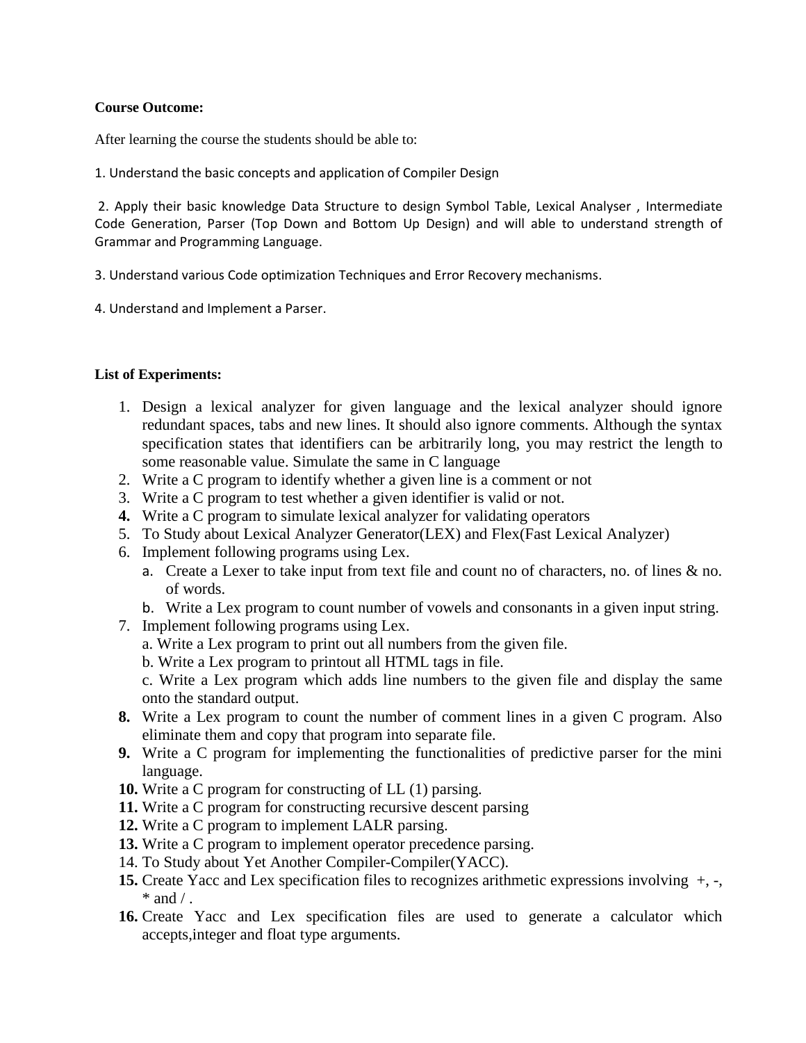**Course Outcome:**

After learning the course the students should be able to:

1. Understand the basic concepts and application of Compiler Design

2. Apply their basic knowledge Data Structure to design Symbol Table, Lexical Analyser , Intermediate Code Generation, Parser (Top Down and Bottom Up Design) and will able to understand strength of Grammar and Programming Language.

3. Understand various Code optimization Techniques and Error Recovery mechanisms.

4. Understand and Implement a Parser.

**List of Experiments:**

1. Design a lexical analyzer for given language and the lexical analyzer should ignore redundant spaces, tabs and new lines. It should also ignore comments. Although the syntax specification states that identifiers can be arbitrarily long, you may restrict the length to some reasonable value. Simulate the same in C language
2. Write a C program to identify whether a given line is a comment or not
3. Write a C program to test whether a given identifier is valid or not.
4. Write a C program to simulate lexical analyzer for validating operators
5. To Study about Lexical Analyzer Generator(LEX) and Flex(Fast Lexical Analyzer)
6. Implement following programs using Lex.
   a. Create a Lexer to take input from text file and count no of characters, no. of lines & no. of words.
   b. Write a Lex program to count number of vowels and consonants in a given input string.
7. Implement following programs using Lex.
   a. Write a Lex program to print out all numbers from the given file.
   b. Write a Lex program to printout all HTML tags in file.
   c. Write a Lex program which adds line numbers to the given file and display the same onto the standard output.
8. Write a Lex program to count the number of comment lines in a given C program. Also eliminate them and copy that program into separate file.
9. Write a C program for implementing the functionalities of predictive parser for the mini language.
10. Write a C program for constructing of LL (1) parsing.
11. Write a C program for constructing recursive descent parsing
12. Write a C program to implement LALR parsing.
13. Write a C program to implement operator precedence parsing.
14. To Study about Yet Another Compiler-Compiler(YACC).
15. Create Yacc and Lex specification files to recognizes arithmetic expressions involving +, -, * and / .
16. Create Yacc and Lex specification files are used to generate a calculator which accepts,integer and float type arguments.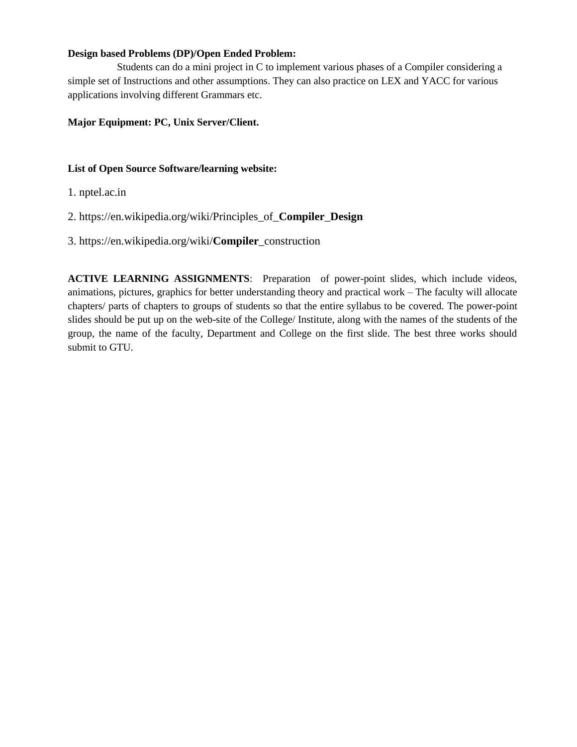**Design based Problems (DP)/Open Ended Problem:**

Students can do a mini project in C to implement various phases of a Compiler considering a simple set of Instructions and other assumptions. They can also practice on LEX and YACC for various applications involving different Grammars etc.

**Major Equipment: PC, Unix Server/Client.**

**List of Open Source Software/learning website:**

1. nptel.ac.in
2. https://en.wikipedia.org/wiki/Principles_of_**Compiler_Design**
3. https://en.wikipedia.org/wiki/**Compiler_**construction

**ACTIVE LEARNING ASSIGNMENTS**: Preparation of power-point slides, which include videos, animations, pictures, graphics for better understanding theory and practical work – The faculty will allocate chapters/ parts of chapters to groups of students so that the entire syllabus to be covered. The power-point slides should be put up on the web-site of the College/ Institute, along with the names of the students of the group, the name of the faculty, Department and College on the first slide. The best three works should submit to GTU.